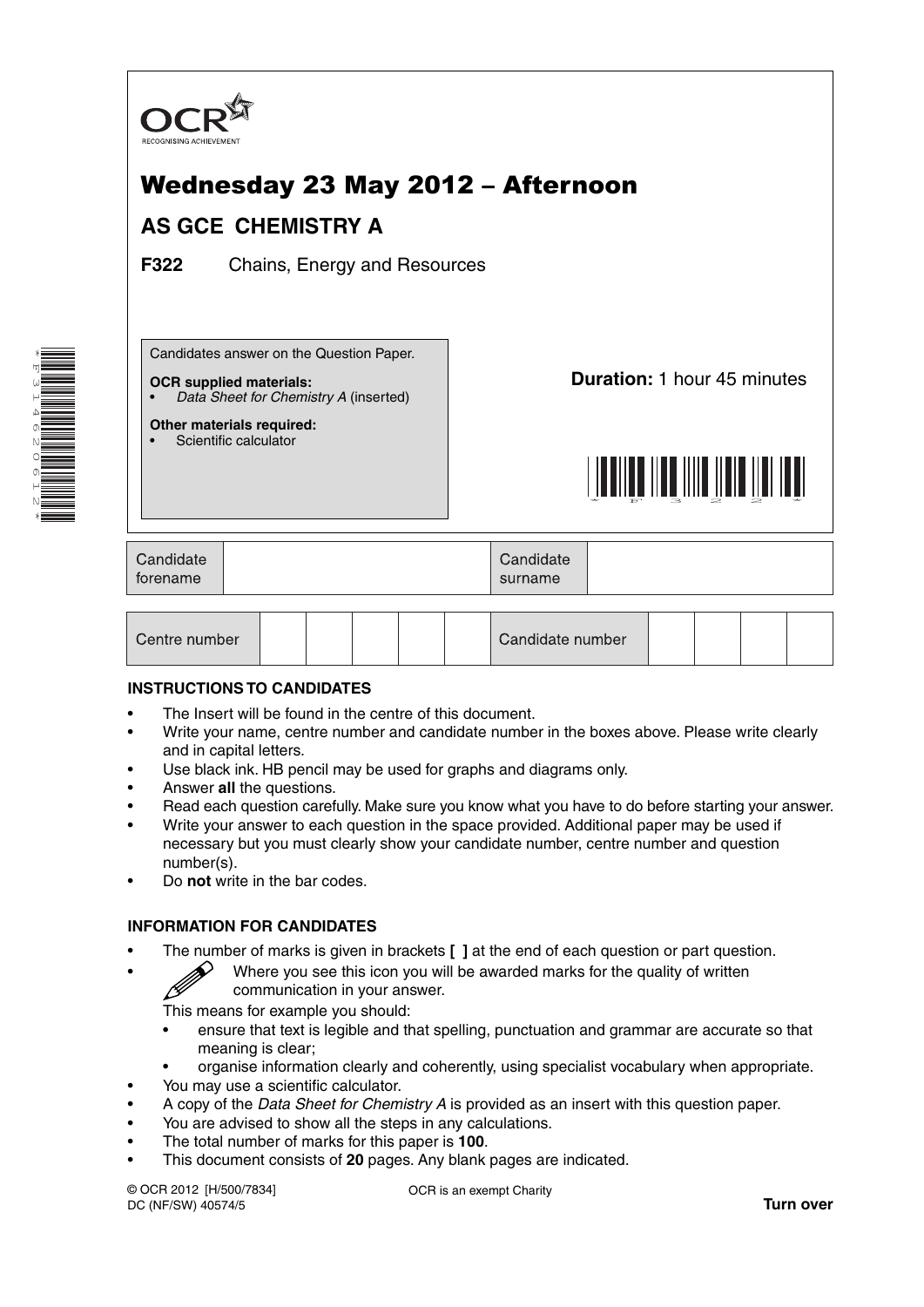OCR
RECOGNISING ACHIEVEMENT

# Wednesday 23 May 2012 – Afternoon

## AS GCE CHEMISTRY A

**F322** Chains, Energy and Resources

Candidates answer on the Question Paper.

**OCR supplied materials:**
- *Data Sheet for Chemistry A* (inserted)

**Other materials required:**
- Scientific calculator

**Duration:** 1 hour 45 minutes

| Candidate forename | | Candidate surname | |
|---|---|---|---|

| Centre number | | | | | | Candidate number | | | | |
|---|---|---|---|---|---|---|---|---|---|---|

**INSTRUCTIONS TO CANDIDATES**

- The Insert will be found in the centre of this document.
- Write your name, centre number and candidate number in the boxes above. Please write clearly and in capital letters.
- Use black ink. HB pencil may be used for graphs and diagrams only.
- Answer **all** the questions.
- Read each question carefully. Make sure you know what you have to do before starting your answer.
- Write your answer to each question in the space provided. Additional paper may be used if necessary but you must clearly show your candidate number, centre number and question number(s).
- Do **not** write in the bar codes.

**INFORMATION FOR CANDIDATES**

- The number of marks is given in brackets **[ ]** at the end of each question or part question.
- Where you see this icon you will be awarded marks for the quality of written communication in your answer.
  This means for example you should:
  - ensure that text is legible and that spelling, punctuation and grammar are accurate so that meaning is clear;
  - organise information clearly and coherently, using specialist vocabulary when appropriate.
- You may use a scientific calculator.
- A copy of the *Data Sheet for Chemistry A* is provided as an insert with this question paper.
- You are advised to show all the steps in any calculations.
- The total number of marks for this paper is **100**.
- This document consists of **20** pages. Any blank pages are indicated.

© OCR 2012 [H/500/7834]
DC (NF/SW) 40574/5

OCR is an exempt Charity

**Turn over**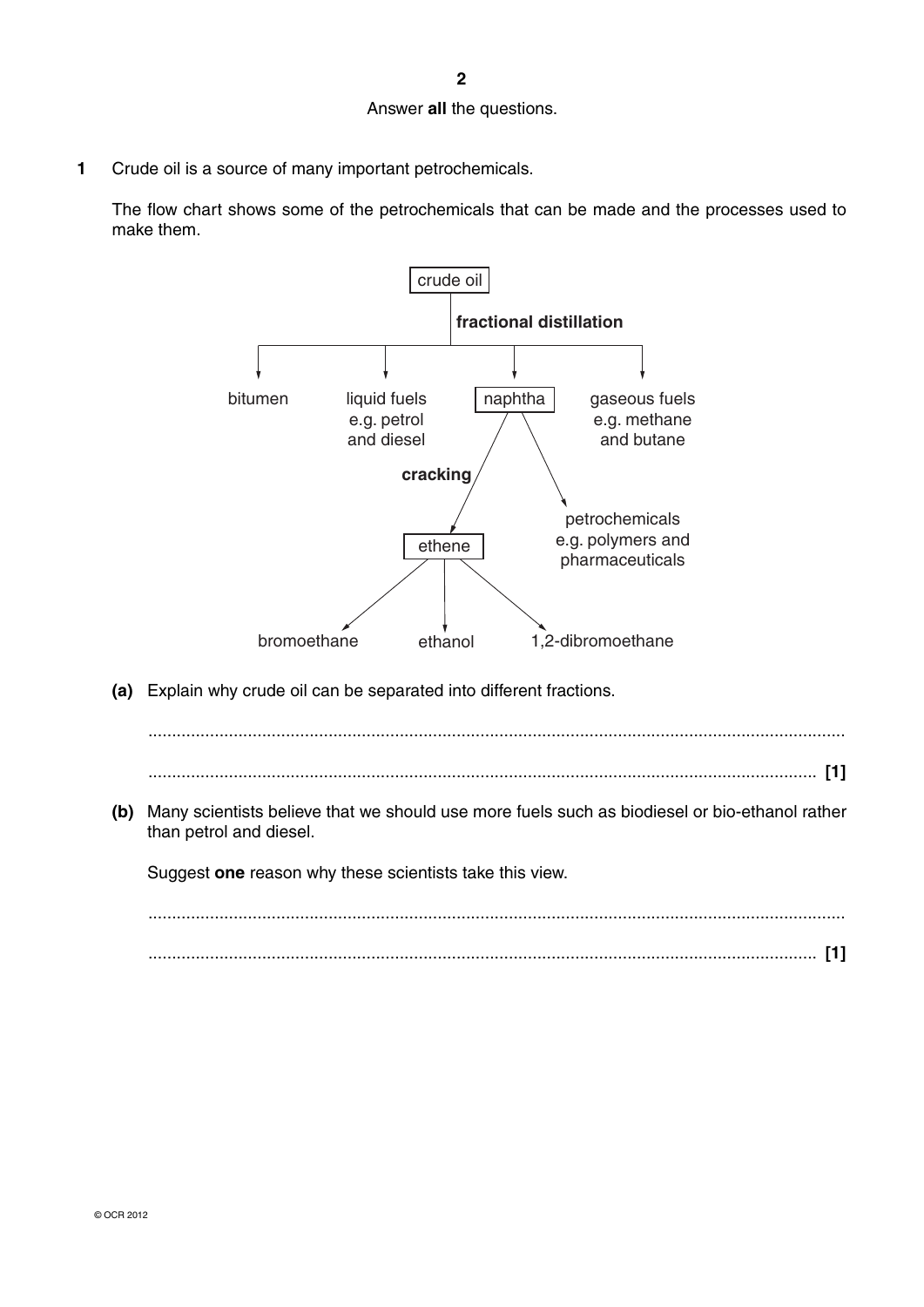Answer **all** the questions.

**1** Crude oil is a source of many important petrochemicals.

The flow chart shows some of the petrochemicals that can be made and the processes used to make them.

crude oil

**fractional distillation**

bitumen

liquid fuels e.g. petrol and diesel

naphtha

gaseous fuels e.g. methane and butane

**cracking**

ethene

petrochemicals e.g. polymers and pharmaceuticals

bromoethane

ethanol

1,2-dibromoethane

**(a)** Explain why crude oil can be separated into different fractions.

.......................................................................................................................................

....................................................................................................................................... **[1]**

**(b)** Many scientists believe that we should use more fuels such as biodiesel or bio-ethanol rather than petrol and diesel.

Suggest **one** reason why these scientists take this view.

.......................................................................................................................................

....................................................................................................................................... **[1]**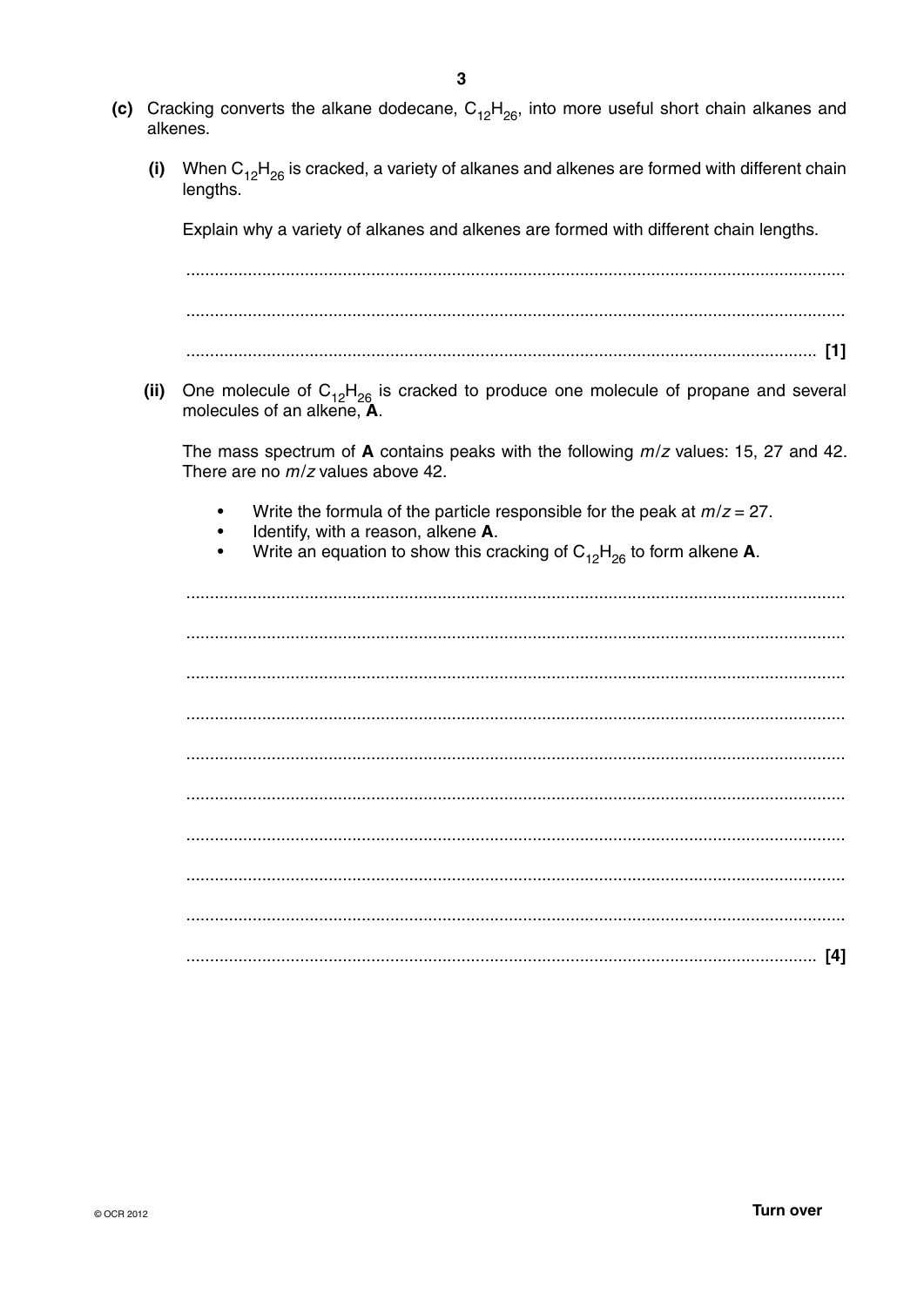**(c)** Cracking converts the alkane dodecane, $C_{12}H_{26}$, into more useful short chain alkanes and alkenes.

**(i)** When $C_{12}H_{26}$ is cracked, a variety of alkanes and alkenes are formed with different chain lengths.

Explain why a variety of alkanes and alkenes are formed with different chain lengths.

..........................................................................................................................................

..........................................................................................................................................

.................................................................................................................................... **[1]**

**(ii)** One molecule of $C_{12}H_{26}$ is cracked to produce one molecule of propane and several molecules of an alkene, **A**.

The mass spectrum of **A** contains peaks with the following $m/z$ values: 15, 27 and 42. There are no $m/z$ values above 42.

- Write the formula of the particle responsible for the peak at $m/z = 27$.
- Identify, with a reason, alkene **A**.
- Write an equation to show this cracking of $C_{12}H_{26}$ to form alkene **A**.

..........................................................................................................................................

..........................................................................................................................................

..........................................................................................................................................

..........................................................................................................................................

..........................................................................................................................................

..........................................................................................................................................

..........................................................................................................................................

..........................................................................................................................................

..........................................................................................................................................

.................................................................................................................................... **[4]**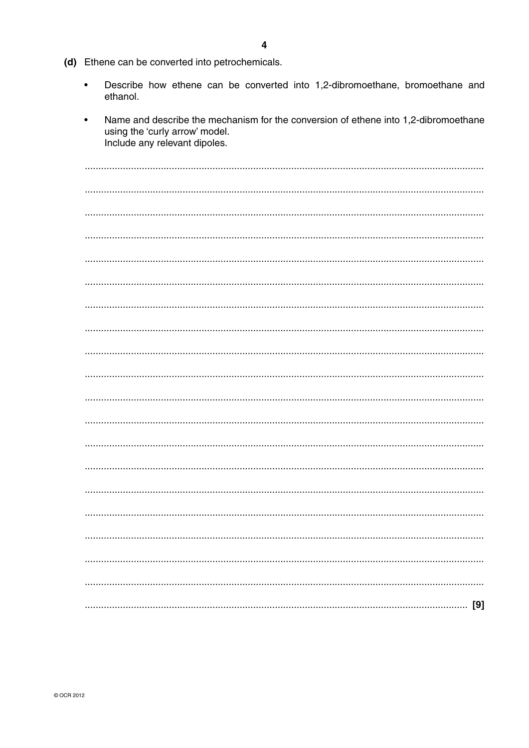**(d)** Ethene can be converted into petrochemicals.

- Describe how ethene can be converted into 1,2-dibromoethane, bromoethane and ethanol.
- Name and describe the mechanism for the conversion of ethene into 1,2-dibromoethane using the 'curly arrow' model.
  Include any relevant dipoles.

............................................................................................................................................

............................................................................................................................................

............................................................................................................................................

............................................................................................................................................

............................................................................................................................................

............................................................................................................................................

............................................................................................................................................

............................................................................................................................................

............................................................................................................................................

............................................................................................................................................

............................................................................................................................................

............................................................................................................................................

............................................................................................................................................

............................................................................................................................................

............................................................................................................................................

............................................................................................................................................

............................................................................................................................................

............................................................................................................................................

............................................................................................................................................

...................................................................................................................................... [9]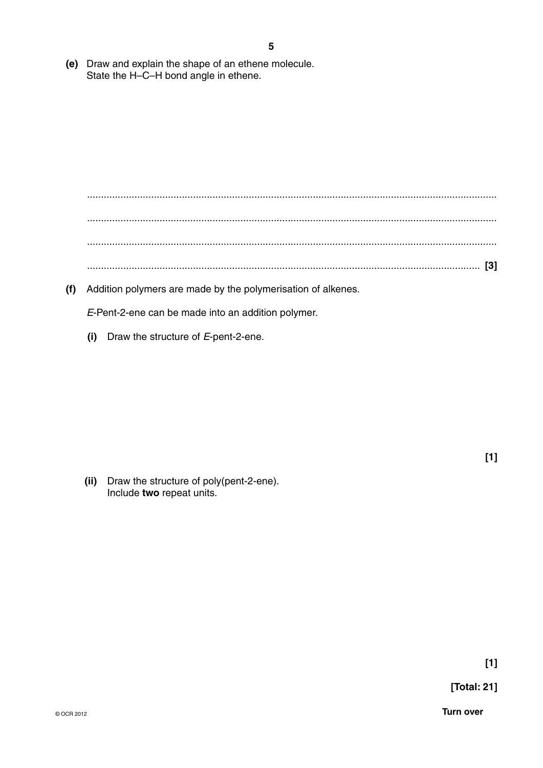**(e)** Draw and explain the shape of an ethene molecule.
State the H–C–H bond angle in ethene.

...................................................................................................................................................

...................................................................................................................................................

...................................................................................................................................................

............................................................................................................................................. **[3]**

**(f)** Addition polymers are made by the polymerisation of alkenes.

*E*-Pent-2-ene can be made into an addition polymer.

**(i)** Draw the structure of *E*-pent-2-ene.

**[1]**

**(ii)** Draw the structure of poly(pent-2-ene).
Include **two** repeat units.

**[1]**

**[Total: 21]**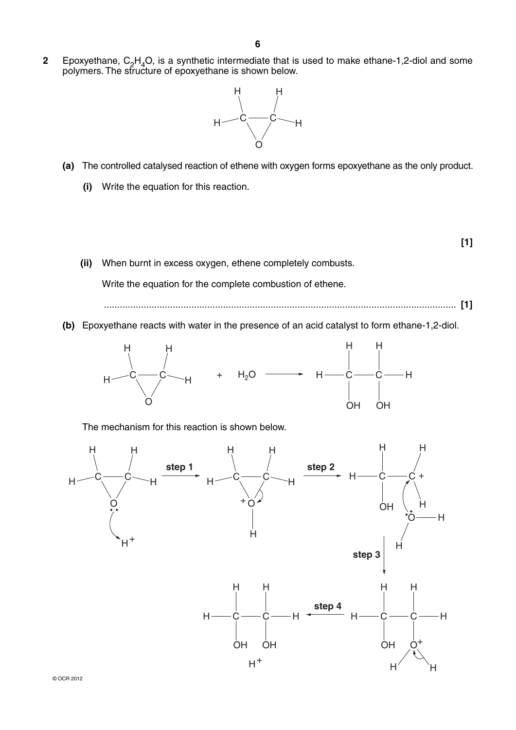**2** Epoxyethane, $C_2H_4O$, is a synthetic intermediate that is used to make ethane-1,2-diol and some polymers. The structure of epoxyethane is shown below.

**(a)** The controlled catalysed reaction of ethene with oxygen forms epoxyethane as the only product.

**(i)** Write the equation for this reaction.

**[1]**

**(ii)** When burnt in excess oxygen, ethene completely combusts.

Write the equation for the complete combustion of ethene.

.................................................................................................................................... **[1]**

**(b)** Epoxyethane reacts with water in the presence of an acid catalyst to form ethane-1,2-diol.

The mechanism for this reaction is shown below.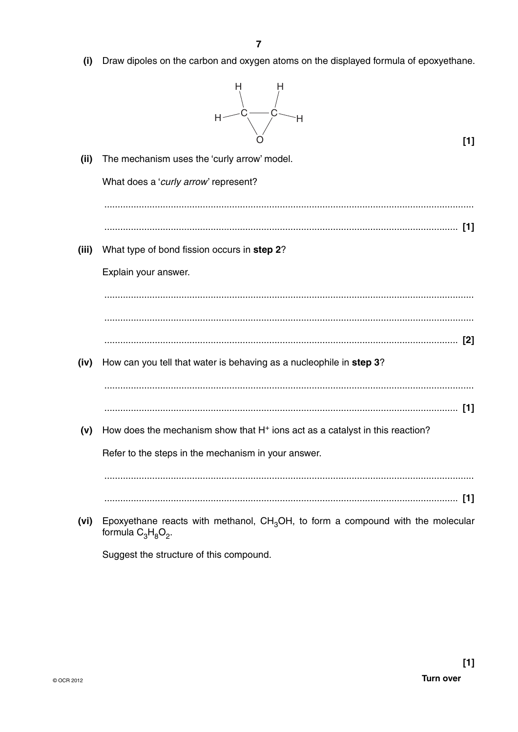**(i)** Draw dipoles on the carbon and oxygen atoms on the displayed formula of epoxyethane.

```
      H       H
       \     /
   H — C ——— C — H
        \   /
          O
```

**[1]**

**(ii)** The mechanism uses the 'curly arrow' model.

What does a '*curly arrow*' represent?

.......................................................................................................................................

....................................................................................................................................... **[1]**

**(iii)** What type of bond fission occurs in **step 2**?

Explain your answer.

.......................................................................................................................................

.......................................................................................................................................

....................................................................................................................................... **[2]**

**(iv)** How can you tell that water is behaving as a nucleophile in **step 3**?

.......................................................................................................................................

....................................................................................................................................... **[1]**

**(v)** How does the mechanism show that $H^+$ ions act as a catalyst in this reaction?

Refer to the steps in the mechanism in your answer.

.......................................................................................................................................

....................................................................................................................................... **[1]**

**(vi)** Epoxyethane reacts with methanol, $CH_3OH$, to form a compound with the molecular formula $C_3H_8O_2$.

Suggest the structure of this compound.

**[1]**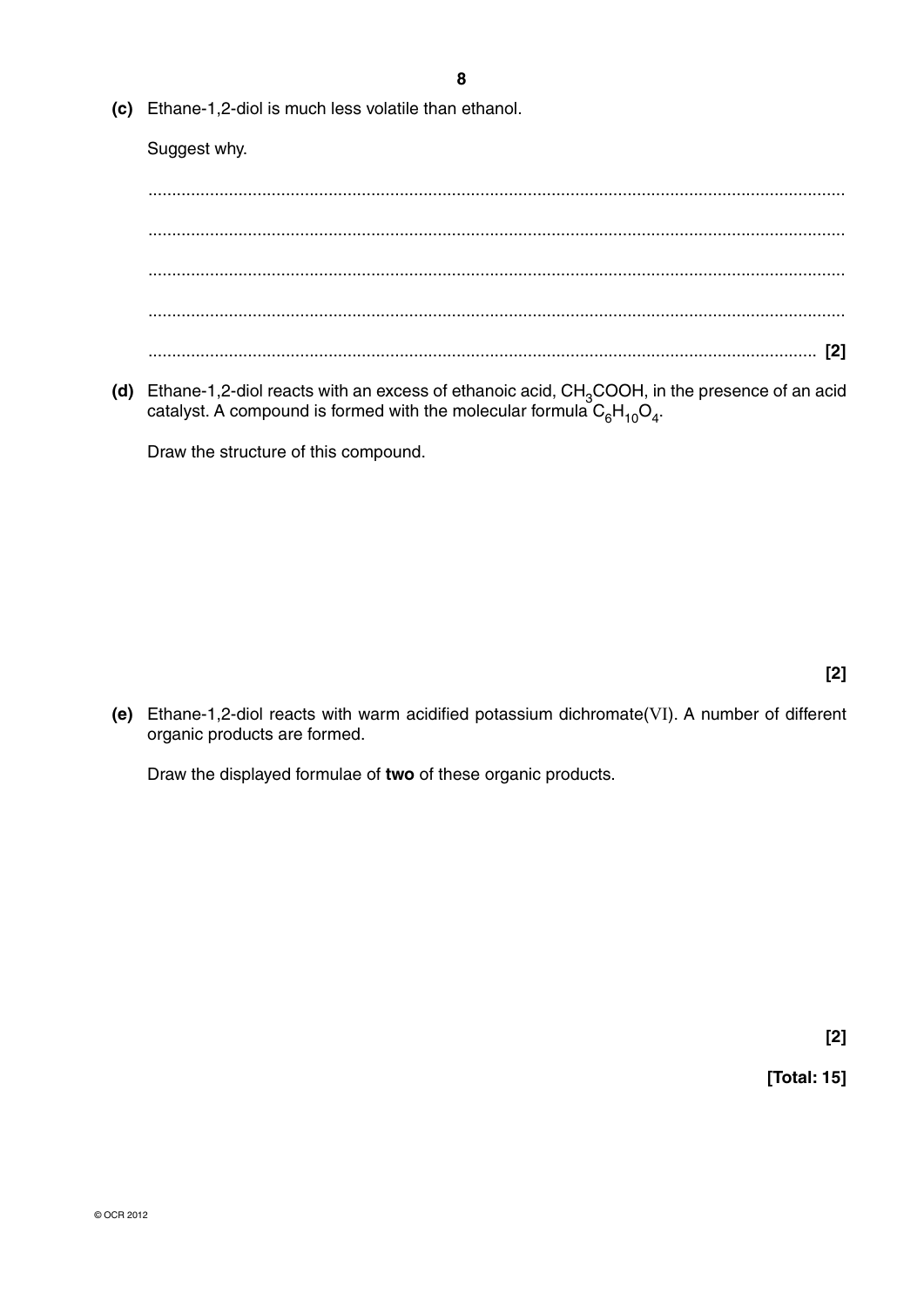**(c)** Ethane-1,2-diol is much less volatile than ethanol.

Suggest why.

..........................................................................................................................................

..........................................................................................................................................

..........................................................................................................................................

..........................................................................................................................................

.................................................................................................................................... **[2]**

**(d)** Ethane-1,2-diol reacts with an excess of ethanoic acid, $CH_3COOH$, in the presence of an acid catalyst. A compound is formed with the molecular formula $C_6H_{10}O_4$.

Draw the structure of this compound.

**[2]**

**(e)** Ethane-1,2-diol reacts with warm acidified potassium dichromate(VI). A number of different organic products are formed.

Draw the displayed formulae of **two** of these organic products.

**[2]**

**[Total: 15]**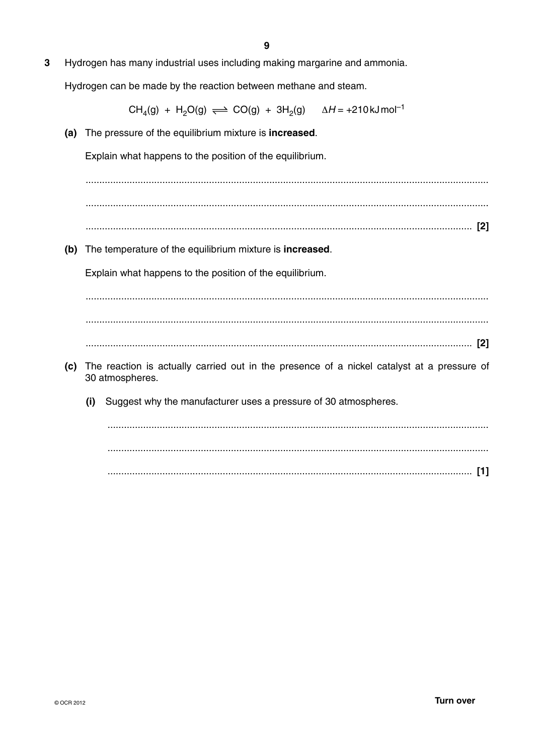3 Hydrogen has many industrial uses including making margarine and ammonia.

Hydrogen can be made by the reaction between methane and steam.

$$CH_4(g) + H_2O(g) \rightleftharpoons CO(g) + 3H_2(g) \qquad \Delta H = +210\,kJ\,mol^{-1}$$

**(a)** The pressure of the equilibrium mixture is **increased**.

Explain what happens to the position of the equilibrium.

.................................................................................................................................................

.................................................................................................................................................

........................................................................................................................................... [2]

**(b)** The temperature of the equilibrium mixture is **increased**.

Explain what happens to the position of the equilibrium.

.................................................................................................................................................

.................................................................................................................................................

........................................................................................................................................... [2]

**(c)** The reaction is actually carried out in the presence of a nickel catalyst at a pressure of 30 atmospheres.

**(i)** Suggest why the manufacturer uses a pressure of 30 atmospheres.

.................................................................................................................................................

.................................................................................................................................................

........................................................................................................................................... [1]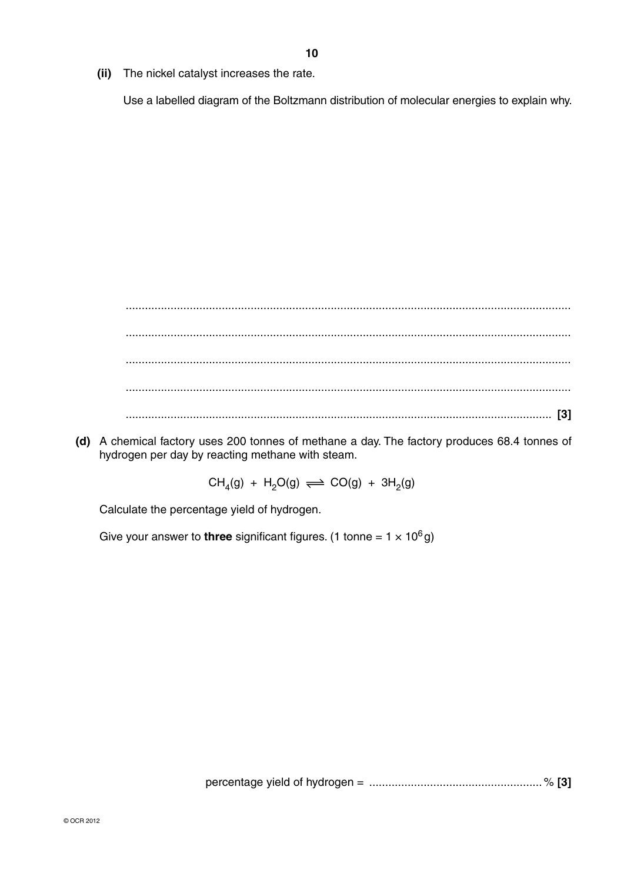(ii) The nickel catalyst increases the rate.

Use a labelled diagram of the Boltzmann distribution of molecular energies to explain why.

..........................................................................................................................................

..........................................................................................................................................

..........................................................................................................................................

..........................................................................................................................................

.................................................................................................................................... **[3]**

**(d)** A chemical factory uses 200 tonnes of methane a day. The factory produces 68.4 tonnes of hydrogen per day by reacting methane with steam.

$$CH_4(g) + H_2O(g) \rightleftharpoons CO(g) + 3H_2(g)$$

Calculate the percentage yield of hydrogen.

Give your answer to **three** significant figures. (1 tonne = $1 \times 10^6$ g)

percentage yield of hydrogen = ..................................................... % **[3]**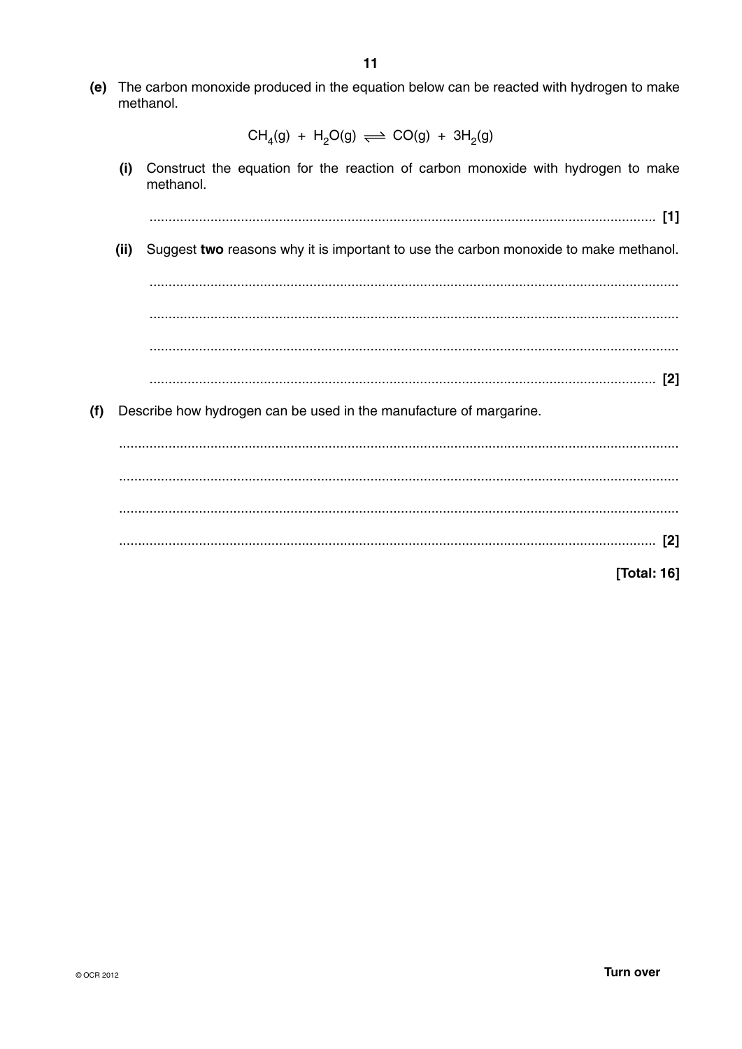(e) The carbon monoxide produced in the equation below can be reacted with hydrogen to make methanol.

$$CH_4(g) + H_2O(g) \rightleftharpoons CO(g) + 3H_2(g)$$

(i) Construct the equation for the reaction of carbon monoxide with hydrogen to make methanol.

........................................................................................................................... [1]

(ii) Suggest **two** reasons why it is important to use the carbon monoxide to make methanol.

...........................................................................................................................

...........................................................................................................................

...........................................................................................................................

........................................................................................................................... [2]

(f) Describe how hydrogen can be used in the manufacture of margarine.

...........................................................................................................................

...........................................................................................................................

...........................................................................................................................

........................................................................................................................... [2]

**[Total: 16]**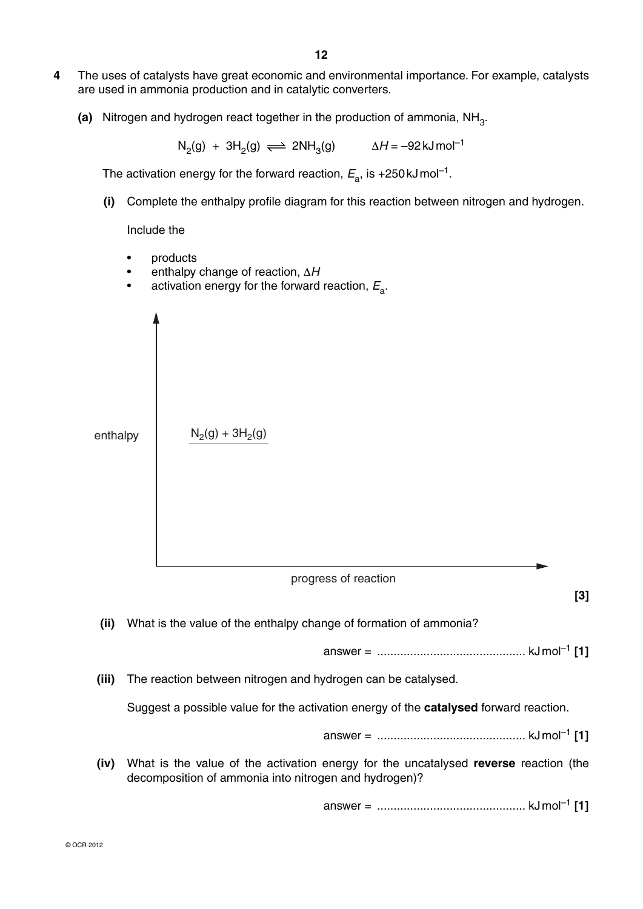**4** The uses of catalysts have great economic and environmental importance. For example, catalysts are used in ammonia production and in catalytic converters.

**(a)** Nitrogen and hydrogen react together in the production of ammonia, $NH_3$.

$$N_2(g) + 3H_2(g) \rightleftharpoons 2NH_3(g) \qquad \Delta H = -92\,\text{kJ mol}^{-1}$$

The activation energy for the forward reaction, $E_a$, is +250 kJ mol$^{-1}$.

**(i)** Complete the enthalpy profile diagram for this reaction between nitrogen and hydrogen.

Include the

- products
- enthalpy change of reaction, $\Delta H$
- activation energy for the forward reaction, $E_a$.

enthalpy

$N_2(g) + 3H_2(g)$

progress of reaction

**[3]**

**(ii)** What is the value of the enthalpy change of formation of ammonia?

answer = ............................................ kJ mol$^{-1}$ **[1]**

**(iii)** The reaction between nitrogen and hydrogen can be catalysed.

Suggest a possible value for the activation energy of the **catalysed** forward reaction.

answer = ............................................ kJ mol$^{-1}$ **[1]**

**(iv)** What is the value of the activation energy for the uncatalysed **reverse** reaction (the decomposition of ammonia into nitrogen and hydrogen)?

answer = ............................................ kJ mol$^{-1}$ **[1]**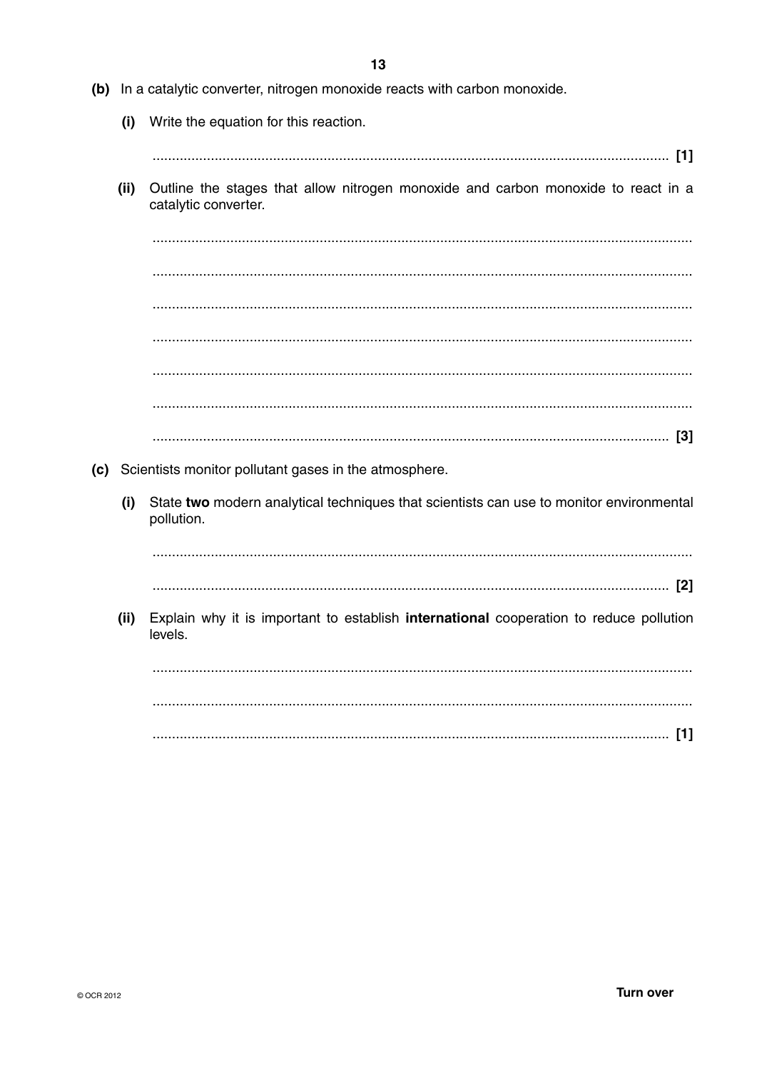**(b)** In a catalytic converter, nitrogen monoxide reacts with carbon monoxide.

**(i)** Write the equation for this reaction.

........................................................................................................................................ **[1]**

**(ii)** Outline the stages that allow nitrogen monoxide and carbon monoxide to react in a catalytic converter.

..........................................................................................................................................

..........................................................................................................................................

..........................................................................................................................................

..........................................................................................................................................

..........................................................................................................................................

..........................................................................................................................................

........................................................................................................................................ **[3]**

**(c)** Scientists monitor pollutant gases in the atmosphere.

**(i)** State **two** modern analytical techniques that scientists can use to monitor environmental pollution.

..........................................................................................................................................

........................................................................................................................................ **[2]**

**(ii)** Explain why it is important to establish **international** cooperation to reduce pollution levels.

..........................................................................................................................................

..........................................................................................................................................

........................................................................................................................................ **[1]**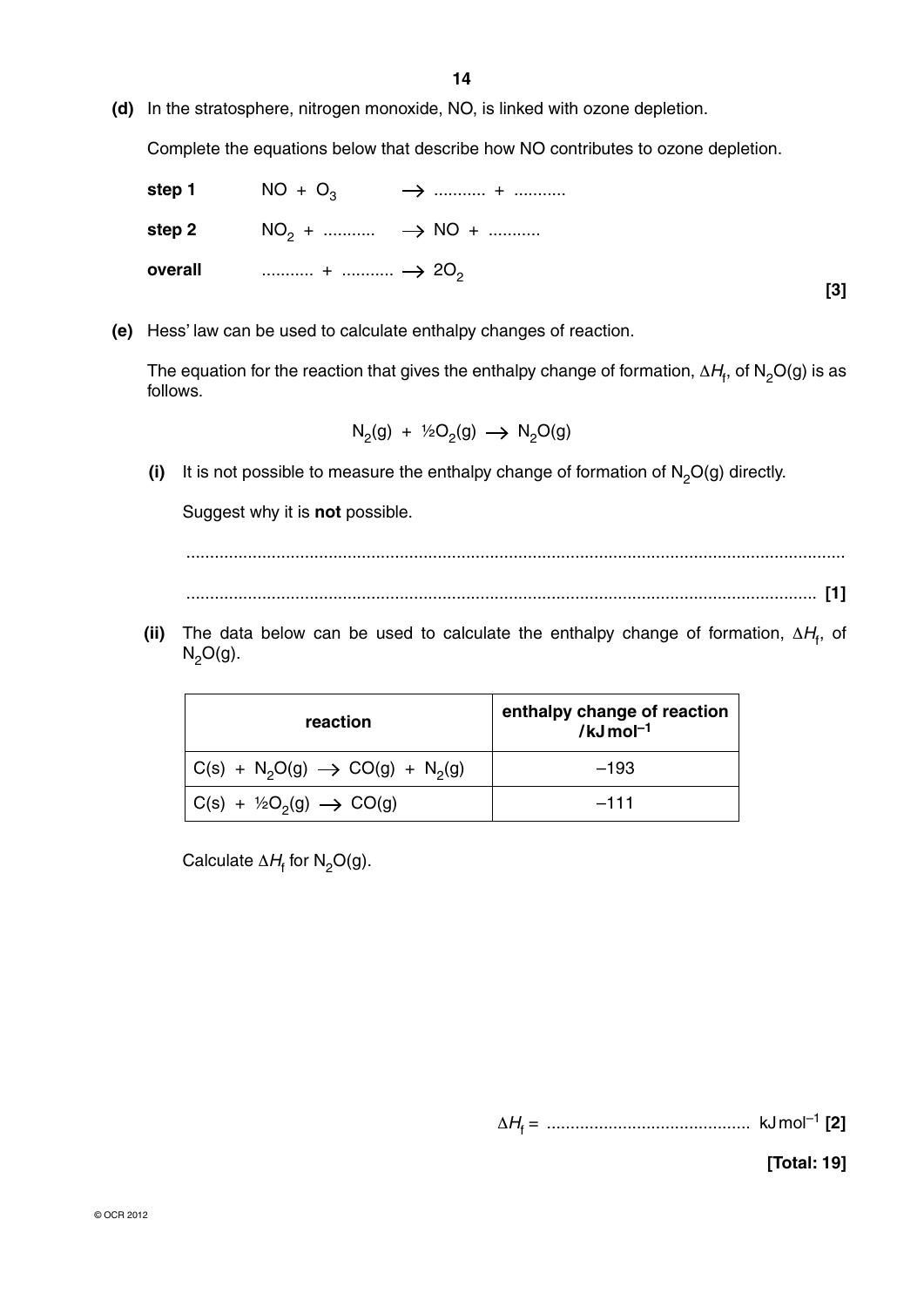**(d)** In the stratosphere, nitrogen monoxide, NO, is linked with ozone depletion.

Complete the equations below that describe how NO contributes to ozone depletion.

**step 1** $NO + O_3 \longrightarrow$ ........... + ...........

**step 2** $NO_2$ + ........... $\longrightarrow NO$ + ...........

**overall** ........... + ........... $\longrightarrow 2O_2$

**[3]**

**(e)** Hess' law can be used to calculate enthalpy changes of reaction.

The equation for the reaction that gives the enthalpy change of formation, $\Delta H_f$, of $N_2O(g)$ is as follows.

$$N_2(g) + ½O_2(g) \longrightarrow N_2O(g)$$

**(i)** It is not possible to measure the enthalpy change of formation of $N_2O(g)$ directly.

Suggest why it is **not** possible.

...................................................................................................................................

........................................................................................................................... **[1]**

**(ii)** The data below can be used to calculate the enthalpy change of formation, $\Delta H_f$, of $N_2O(g)$.

| reaction | enthalpy change of reaction / $kJ\,mol^{-1}$ |
|---|---|
| $C(s) + N_2O(g) \longrightarrow CO(g) + N_2(g)$ | –193 |
| $C(s) + ½O_2(g) \longrightarrow CO(g)$ | –111 |

Calculate $\Delta H_f$ for $N_2O(g)$.

$\Delta H_f$ = ........................................... $kJ\,mol^{-1}$ **[2]**

**[Total: 19]**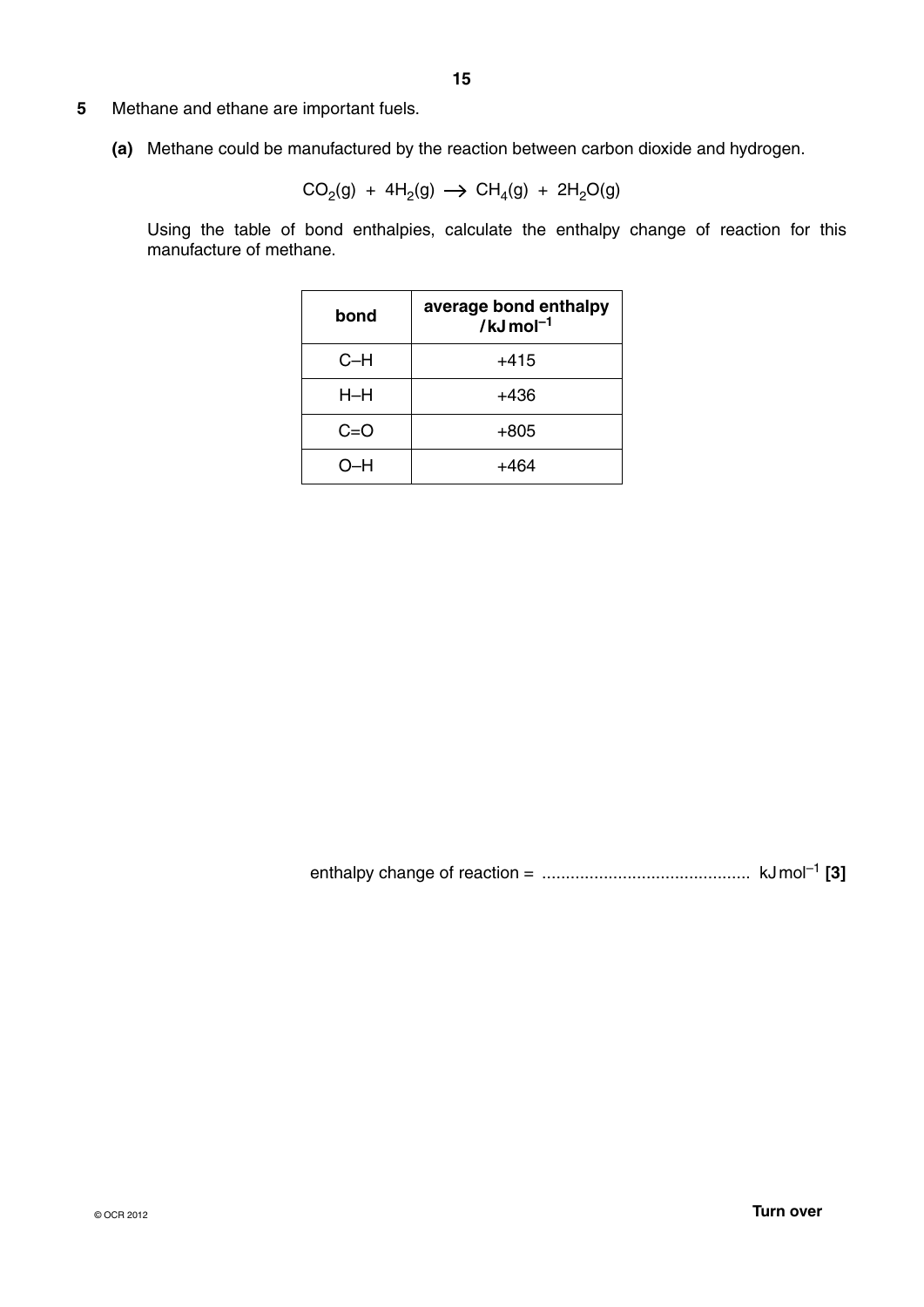**5** Methane and ethane are important fuels.

**(a)** Methane could be manufactured by the reaction between carbon dioxide and hydrogen.

$$CO_2(g) + 4H_2(g) \longrightarrow CH_4(g) + 2H_2O(g)$$

Using the table of bond enthalpies, calculate the enthalpy change of reaction for this manufacture of methane.

| bond | average bond enthalpy / kJ mol$^{-1}$ |
|---|---|
| C–H | +415 |
| H–H | +436 |
| C=O | +805 |
| O–H | +464 |

enthalpy change of reaction = ............................................ kJ mol$^{-1}$ **[3]**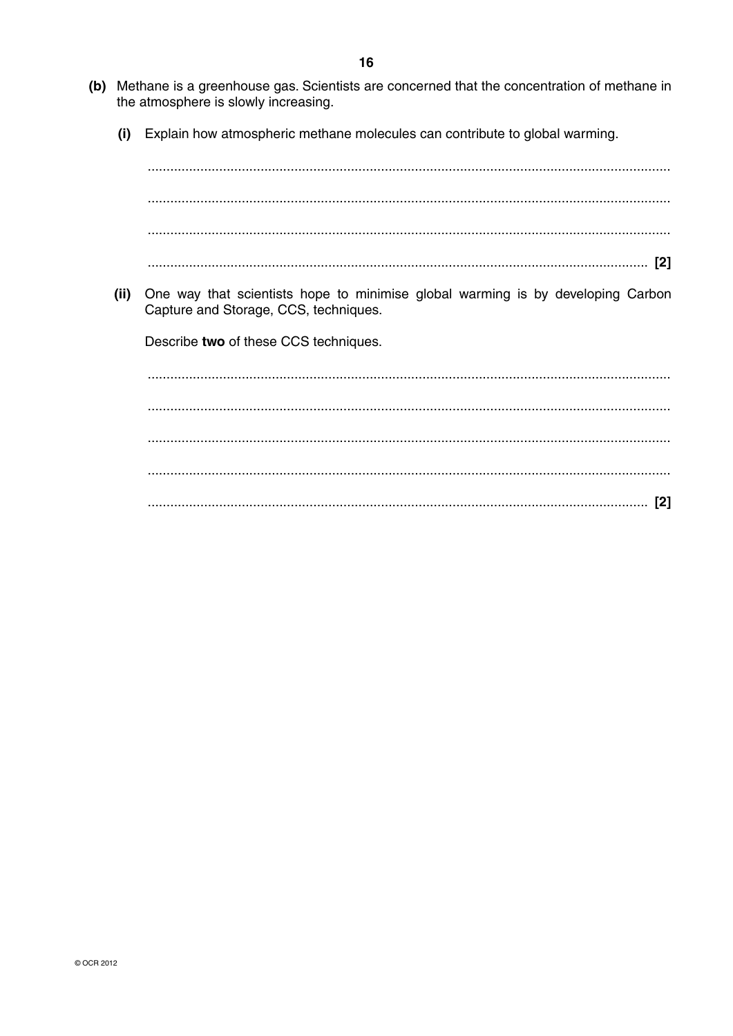**(b)** Methane is a greenhouse gas. Scientists are concerned that the concentration of methane in the atmosphere is slowly increasing.

**(i)** Explain how atmospheric methane molecules can contribute to global warming.

..........................................................................................................................................

..........................................................................................................................................

..........................................................................................................................................

.................................................................................................................................... [2]

**(ii)** One way that scientists hope to minimise global warming is by developing Carbon Capture and Storage, CCS, techniques.

Describe **two** of these CCS techniques.

..........................................................................................................................................

..........................................................................................................................................

..........................................................................................................................................

..........................................................................................................................................

.................................................................................................................................... [2]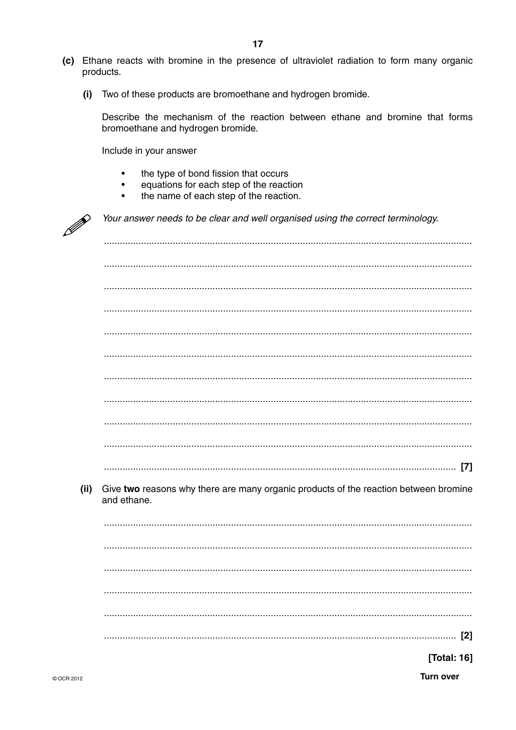**(c)** Ethane reacts with bromine in the presence of ultraviolet radiation to form many organic products.

**(i)** Two of these products are bromoethane and hydrogen bromide.

Describe the mechanism of the reaction between ethane and bromine that forms bromoethane and hydrogen bromide.

Include in your answer

- the type of bond fission that occurs
- equations for each step of the reaction
- the name of each step of the reaction.

*Your answer needs to be clear and well organised using the correct terminology.*

..........................................................................................................................................

..........................................................................................................................................

..........................................................................................................................................

..........................................................................................................................................

..........................................................................................................................................

..........................................................................................................................................

..........................................................................................................................................

..........................................................................................................................................

..........................................................................................................................................

..........................................................................................................................................

.................................................................................................................................. [7]

**(ii)** Give **two** reasons why there are many organic products of the reaction between bromine and ethane.

..........................................................................................................................................

..........................................................................................................................................

..........................................................................................................................................

..........................................................................................................................................

..........................................................................................................................................

.................................................................................................................................. [2]

**[Total: 16]**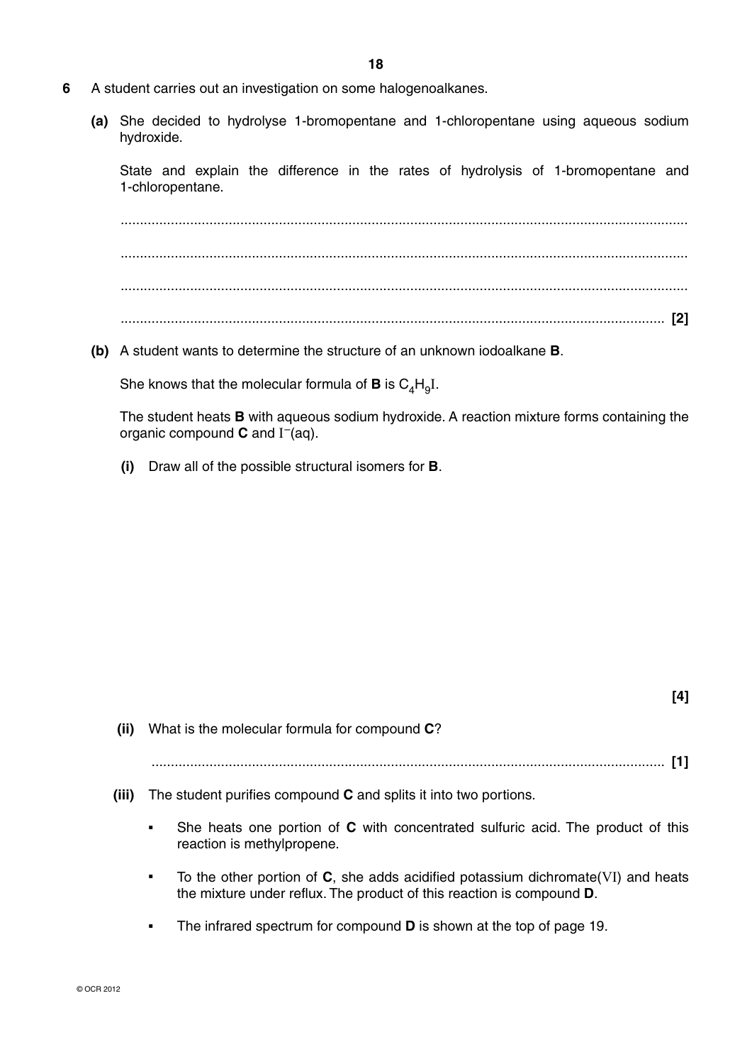**6** A student carries out an investigation on some halogenoalkanes.

**(a)** She decided to hydrolyse 1-bromopentane and 1-chloropentane using aqueous sodium hydroxide.

State and explain the difference in the rates of hydrolysis of 1-bromopentane and 1-chloropentane.

..........................................................................................................................................

..........................................................................................................................................

..........................................................................................................................................

.................................................................................................................................... **[2]**

**(b)** A student wants to determine the structure of an unknown iodoalkane **B**.

She knows that the molecular formula of **B** is $C_4H_9I$.

The student heats **B** with aqueous sodium hydroxide. A reaction mixture forms containing the organic compound **C** and $I^-$(aq).

**(i)** Draw all of the possible structural isomers for **B**.

**[4]**

**(ii)** What is the molecular formula for compound **C**?

.................................................................................................................................... **[1]**

**(iii)** The student purifies compound **C** and splits it into two portions.

- She heats one portion of **C** with concentrated sulfuric acid. The product of this reaction is methylpropene.
- To the other portion of **C**, she adds acidified potassium dichromate(VI) and heats the mixture under reflux. The product of this reaction is compound **D**.
- The infrared spectrum for compound **D** is shown at the top of page 19.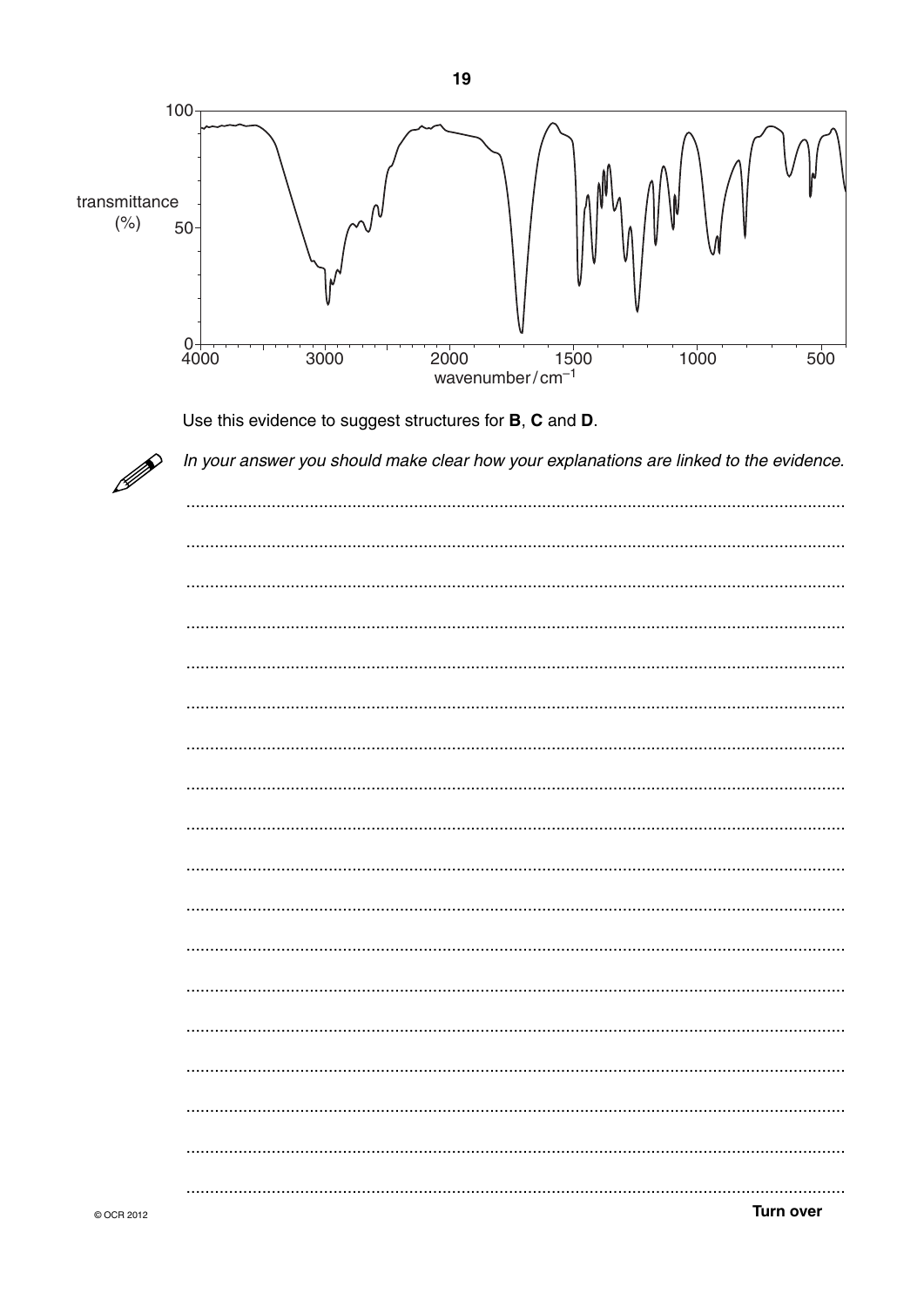Use this evidence to suggest structures for **B**, **C** and **D**.

*In your answer you should make clear how your explanations are linked to the evidence.*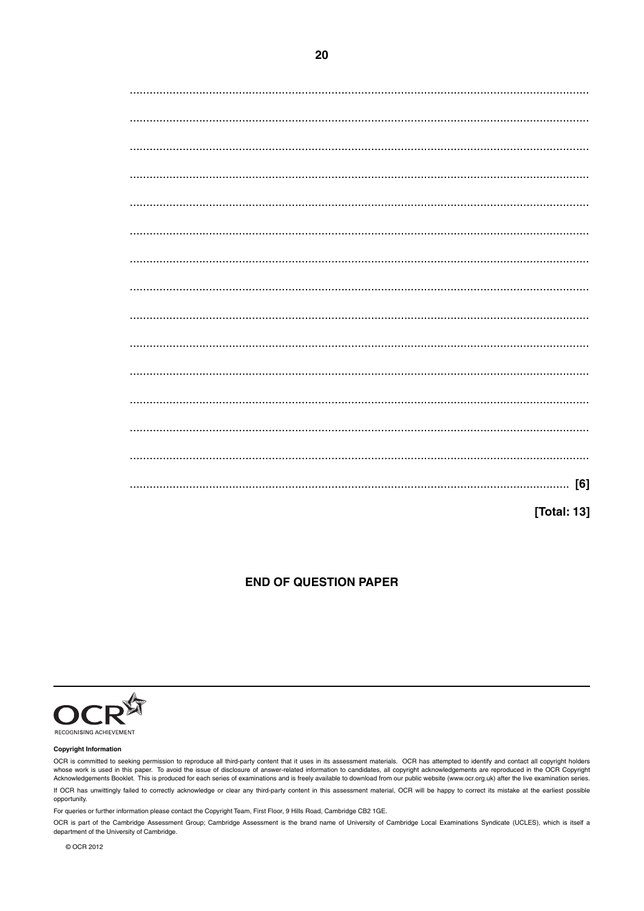[6]

[Total: 13]

**END OF QUESTION PAPER**

OCR
RECOGNISING ACHIEVEMENT

**Copyright Information**

OCR is committed to seeking permission to reproduce all third-party content that it uses in its assessment materials. OCR has attempted to identify and contact all copyright holders whose work is used in this paper. To avoid the issue of disclosure of answer-related information to candidates, all copyright acknowledgements are reproduced in the OCR Copyright Acknowledgements Booklet. This is produced for each series of examinations and is freely available to download from our public website (www.ocr.org.uk) after the live examination series.

If OCR has unwittingly failed to correctly acknowledge or clear any third-party content in this assessment material, OCR will be happy to correct its mistake at the earliest possible opportunity.

For queries or further information please contact the Copyright Team, First Floor, 9 Hills Road, Cambridge CB2 1GE.

OCR is part of the Cambridge Assessment Group; Cambridge Assessment is the brand name of University of Cambridge Local Examinations Syndicate (UCLES), which is itself a department of the University of Cambridge.

© OCR 2012